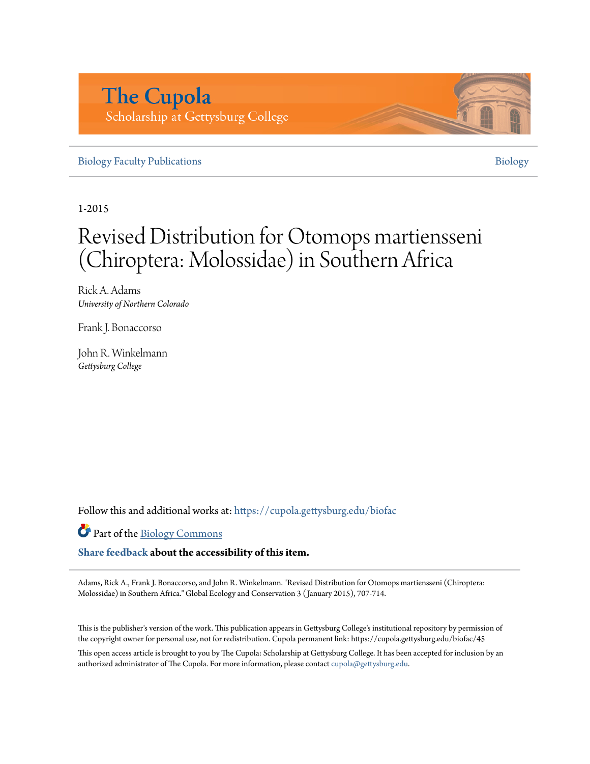The Cupola

Scholarship at Gettysburg College

Biology Faculty Publications | Biology

1-2015

# Revised Distribution for Otomops martiensseni (Chiroptera: Molossidae) in Southern Africa

Rick A. Adams
*University of Northern Colorado*

Frank J. Bonaccorso

John R. Winkelmann
*Gettysburg College*

Follow this and additional works at: https://cupola.gettysburg.edu/biofac

Part of the Biology Commons

**Share feedback about the accessibility of this item.**

Adams, Rick A., Frank J. Bonaccorso, and John R. Winkelmann. "Revised Distribution for Otomops martiensseni (Chiroptera: Molossidae) in Southern Africa." Global Ecology and Conservation 3 (January 2015), 707-714.

This is the publisher's version of the work. This publication appears in Gettysburg College's institutional repository by permission of the copyright owner for personal use, not for redistribution. Cupola permanent link: https://cupola.gettysburg.edu/biofac/45

This open access article is brought to you by The Cupola: Scholarship at Gettysburg College. It has been accepted for inclusion by an authorized administrator of The Cupola. For more information, please contact cupola@gettysburg.edu.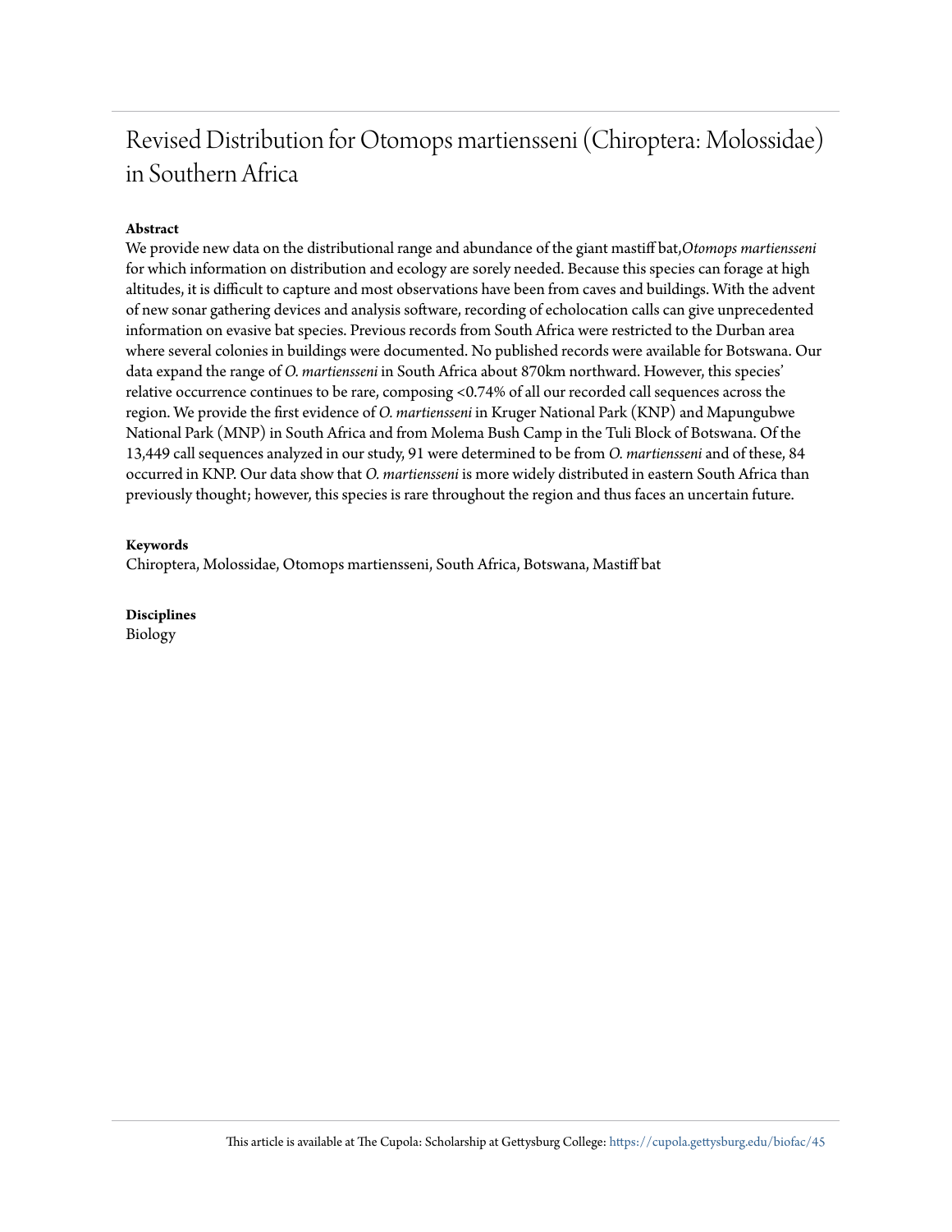# Revised Distribution for Otomops martiensseni (Chiroptera: Molossidae) in Southern Africa

**Abstract**

We provide new data on the distributional range and abundance of the giant mastiff bat, *Otomops martiensseni* for which information on distribution and ecology are sorely needed. Because this species can forage at high altitudes, it is difficult to capture and most observations have been from caves and buildings. With the advent of new sonar gathering devices and analysis software, recording of echolocation calls can give unprecedented information on evasive bat species. Previous records from South Africa were restricted to the Durban area where several colonies in buildings were documented. No published records were available for Botswana. Our data expand the range of *O. martiensseni* in South Africa about 870km northward. However, this species' relative occurrence continues to be rare, composing <0.74% of all our recorded call sequences across the region. We provide the first evidence of *O. martiensseni* in Kruger National Park (KNP) and Mapungubwe National Park (MNP) in South Africa and from Molema Bush Camp in the Tuli Block of Botswana. Of the 13,449 call sequences analyzed in our study, 91 were determined to be from *O. martiensseni* and of these, 84 occurred in KNP. Our data show that *O. martiensseni* is more widely distributed in eastern South Africa than previously thought; however, this species is rare throughout the region and thus faces an uncertain future.

**Keywords**

Chiroptera, Molossidae, Otomops martiensseni, South Africa, Botswana, Mastiff bat

**Disciplines**

Biology

This article is available at The Cupola: Scholarship at Gettysburg College: https://cupola.gettysburg.edu/biofac/45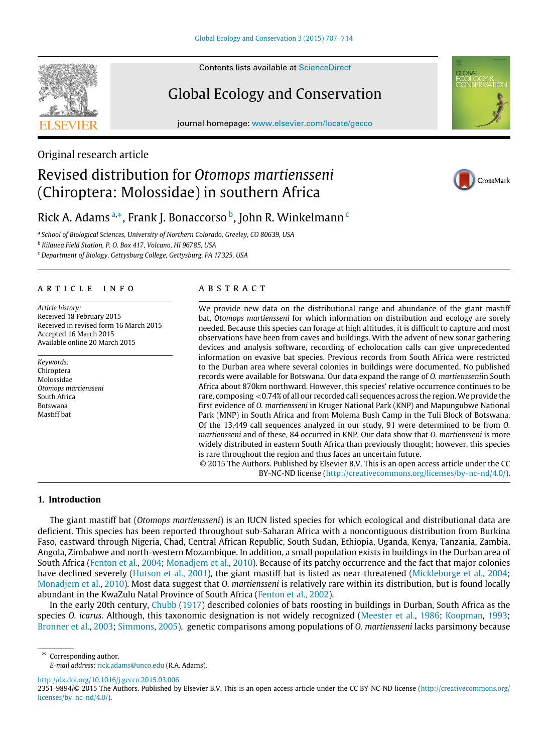Original research article

# Revised distribution for *Otomops martiensseni* (Chiroptera: Molossidae) in southern Africa

Rick A. Adams[a,*], Frank J. Bonaccorso[b], John R. Winkelmann[c]

[a] *School of Biological Sciences, University of Northern Colorado, Greeley, CO 80639, USA*

[b] *Kilauea Field Station, P. O. Box 417, Volcano, HI 96785, USA*

[c] *Department of Biology, Gettysburg College, Gettysburg, PA 17325, USA*

## ARTICLE INFO

*Article history:*
Received 18 February 2015
Received in revised form 16 March 2015
Accepted 16 March 2015
Available online 20 March 2015

*Keywords:*
Chiroptera
Molossidae
*Otomops martiensseni*
South Africa
Botswana
Mastiff bat

## ABSTRACT

We provide new data on the distributional range and abundance of the giant mastiff bat, *Otomops martiensseni* for which information on distribution and ecology are sorely needed. Because this species can forage at high altitudes, it is difficult to capture and most observations have been from caves and buildings. With the advent of new sonar gathering devices and analysis software, recording of echolocation calls can give unprecedented information on evasive bat species. Previous records from South Africa were restricted to the Durban area where several colonies in buildings were documented. No published records were available for Botswana. Our data expand the range of *O. martiensseni*in South Africa about 870km northward. However, this species' relative occurrence continues to be rare, composing <0.74% of all our recorded call sequences across the region. We provide the first evidence of *O. martiensseni* in Kruger National Park (KNP) and Mapungubwe National Park (MNP) in South Africa and from Molema Bush Camp in the Tuli Block of Botswana. Of the 13,449 call sequences analyzed in our study, 91 were determined to be from *O. martiensseni* and of these, 84 occurred in KNP. Our data show that *O. martiensseni* is more widely distributed in eastern South Africa than previously thought; however, this species is rare throughout the region and thus faces an uncertain future.

© 2015 The Authors. Published by Elsevier B.V. This is an open access article under the CC BY-NC-ND license (http://creativecommons.org/licenses/by-nc-nd/4.0/).

## 1. Introduction

The giant mastiff bat (*Otomops martiensseni*) is an IUCN listed species for which ecological and distributional data are deficient. This species has been reported throughout sub-Saharan Africa with a noncontiguous distribution from Burkina Faso, eastward through Nigeria, Chad, Central African Republic, South Sudan, Ethiopia, Uganda, Kenya, Tanzania, Zambia, Angola, Zimbabwe and north-western Mozambique. In addition, a small population exists in buildings in the Durban area of South Africa (Fenton et al., 2004; Monadjem et al., 2010). Because of its patchy occurrence and the fact that major colonies have declined severely (Hutson et al., 2001), the giant mastiff bat is listed as near-threatened (Mickleburge et al., 2004; Monadjem et al., 2010). Most data suggest that *O. martiensseni* is relatively rare within its distribution, but is found locally abundant in the KwaZulu Natal Province of South Africa (Fenton et al., 2002).

In the early 20th century, Chubb (1917) described colonies of bats roosting in buildings in Durban, South Africa as the species *O. icarus*. Although, this taxonomic designation is not widely recognized (Meester et al., 1986; Koopman, 1993; Bronner et al., 2003; Simmons, 2005), genetic comparisons among populations of *O. martiensseni* lacks parsimony because

* Corresponding author.
*E-mail address:* rick.adams@unco.edu (R.A. Adams).

http://dx.doi.org/10.1016/j.gecco.2015.03.006
2351-9894/© 2015 The Authors. Published by Elsevier B.V. This is an open access article under the CC BY-NC-ND license (http://creativecommons.org/licenses/by-nc-nd/4.0/).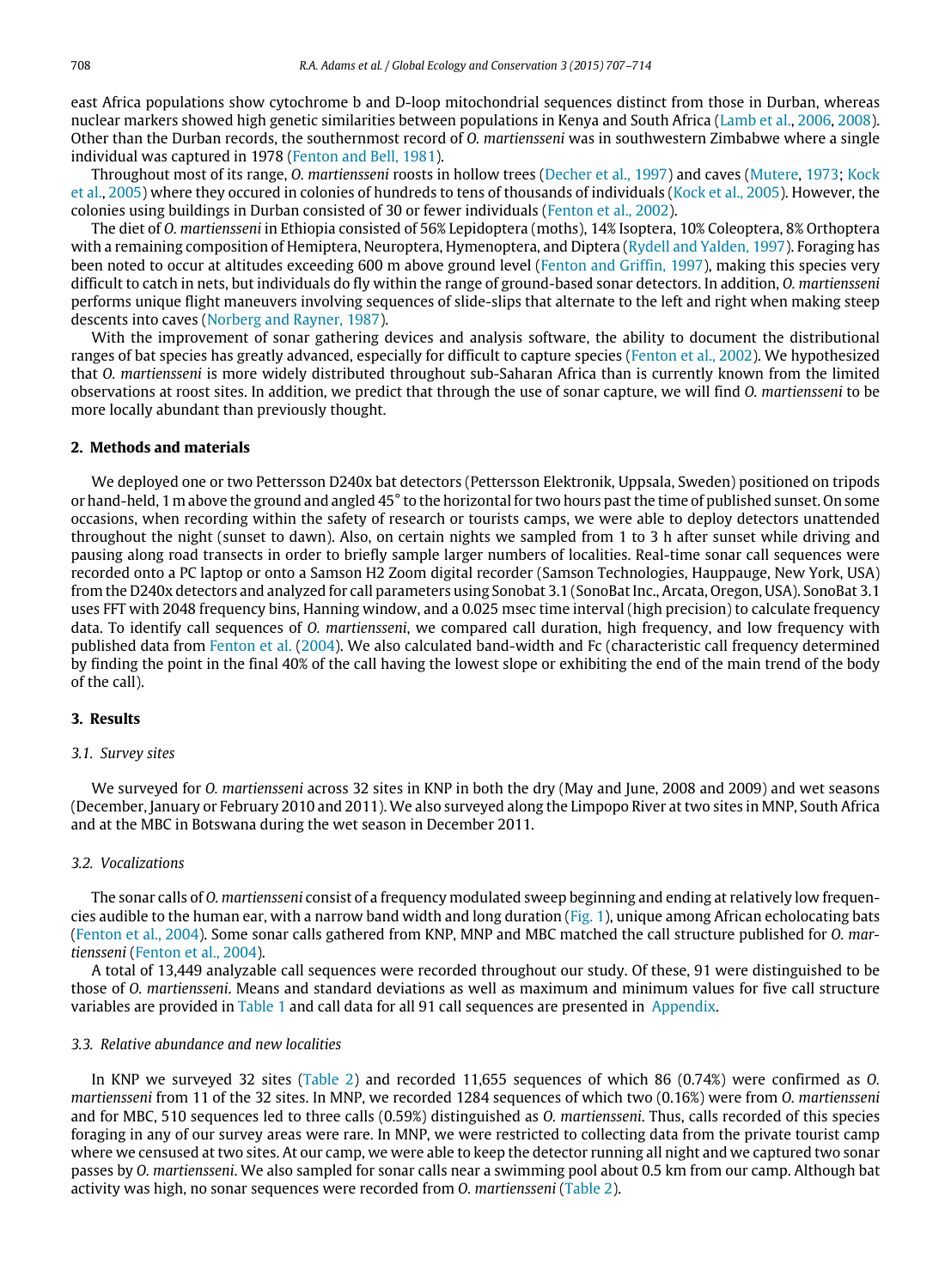east Africa populations show cytochrome b and D-loop mitochondrial sequences distinct from those in Durban, whereas nuclear markers showed high genetic similarities between populations in Kenya and South Africa (Lamb et al., 2006, 2008). Other than the Durban records, the southernmost record of *O. martiensseni* was in southwestern Zimbabwe where a single individual was captured in 1978 (Fenton and Bell, 1981).

Throughout most of its range, *O. martiensseni* roosts in hollow trees (Decher et al., 1997) and caves (Mutere, 1973; Kock et al., 2005) where they occured in colonies of hundreds to tens of thousands of individuals (Kock et al., 2005). However, the colonies using buildings in Durban consisted of 30 or fewer individuals (Fenton et al., 2002).

The diet of *O. martiensseni* in Ethiopia consisted of 56% Lepidoptera (moths), 14% Isoptera, 10% Coleoptera, 8% Orthoptera with a remaining composition of Hemiptera, Neuroptera, Hymenoptera, and Diptera (Rydell and Yalden, 1997). Foraging has been noted to occur at altitudes exceeding 600 m above ground level (Fenton and Griffin, 1997), making this species very difficult to catch in nets, but individuals do fly within the range of ground-based sonar detectors. In addition, *O. martiensseni* performs unique flight maneuvers involving sequences of slide-slips that alternate to the left and right when making steep descents into caves (Norberg and Rayner, 1987).

With the improvement of sonar gathering devices and analysis software, the ability to document the distributional ranges of bat species has greatly advanced, especially for difficult to capture species (Fenton et al., 2002). We hypothesized that *O. martiensseni* is more widely distributed throughout sub-Saharan Africa than is currently known from the limited observations at roost sites. In addition, we predict that through the use of sonar capture, we will find *O. martiensseni* to be more locally abundant than previously thought.

## 2. Methods and materials

We deployed one or two Pettersson D240x bat detectors (Pettersson Elektronik, Uppsala, Sweden) positioned on tripods or hand-held, 1 m above the ground and angled 45° to the horizontal for two hours past the time of published sunset. On some occasions, when recording within the safety of research or tourists camps, we were able to deploy detectors unattended throughout the night (sunset to dawn). Also, on certain nights we sampled from 1 to 3 h after sunset while driving and pausing along road transects in order to briefly sample larger numbers of localities. Real-time sonar call sequences were recorded onto a PC laptop or onto a Samson H2 Zoom digital recorder (Samson Technologies, Hauppauge, New York, USA) from the D240x detectors and analyzed for call parameters using Sonobat 3.1 (SonoBat Inc., Arcata, Oregon, USA). SonoBat 3.1 uses FFT with 2048 frequency bins, Hanning window, and a 0.025 msec time interval (high precision) to calculate frequency data. To identify call sequences of *O. martiensseni*, we compared call duration, high frequency, and low frequency with published data from Fenton et al. (2004). We also calculated band-width and Fc (characteristic call frequency determined by finding the point in the final 40% of the call having the lowest slope or exhibiting the end of the main trend of the body of the call).

## 3. Results

### 3.1. Survey sites

We surveyed for *O. martiensseni* across 32 sites in KNP in both the dry (May and June, 2008 and 2009) and wet seasons (December, January or February 2010 and 2011). We also surveyed along the Limpopo River at two sites in MNP, South Africa and at the MBC in Botswana during the wet season in December 2011.

### 3.2. Vocalizations

The sonar calls of *O. martiensseni* consist of a frequency modulated sweep beginning and ending at relatively low frequencies audible to the human ear, with a narrow band width and long duration (Fig. 1), unique among African echolocating bats (Fenton et al., 2004). Some sonar calls gathered from KNP, MNP and MBC matched the call structure published for *O. martiensseni* (Fenton et al., 2004).

A total of 13,449 analyzable call sequences were recorded throughout our study. Of these, 91 were distinguished to be those of *O. martiensseni*. Means and standard deviations as well as maximum and minimum values for five call structure variables are provided in Table 1 and call data for all 91 call sequences are presented in Appendix.

### 3.3. Relative abundance and new localities

In KNP we surveyed 32 sites (Table 2) and recorded 11,655 sequences of which 86 (0.74%) were confirmed as *O. martiensseni* from 11 of the 32 sites. In MNP, we recorded 1284 sequences of which two (0.16%) were from *O. martiensseni* and for MBC, 510 sequences led to three calls (0.59%) distinguished as *O. martiensseni*. Thus, calls recorded of this species foraging in any of our survey areas were rare. In MNP, we were restricted to collecting data from the private tourist camp where we censused at two sites. At our camp, we were able to keep the detector running all night and we captured two sonar passes by *O. martiensseni*. We also sampled for sonar calls near a swimming pool about 0.5 km from our camp. Although bat activity was high, no sonar sequences were recorded from *O. martiensseni* (Table 2).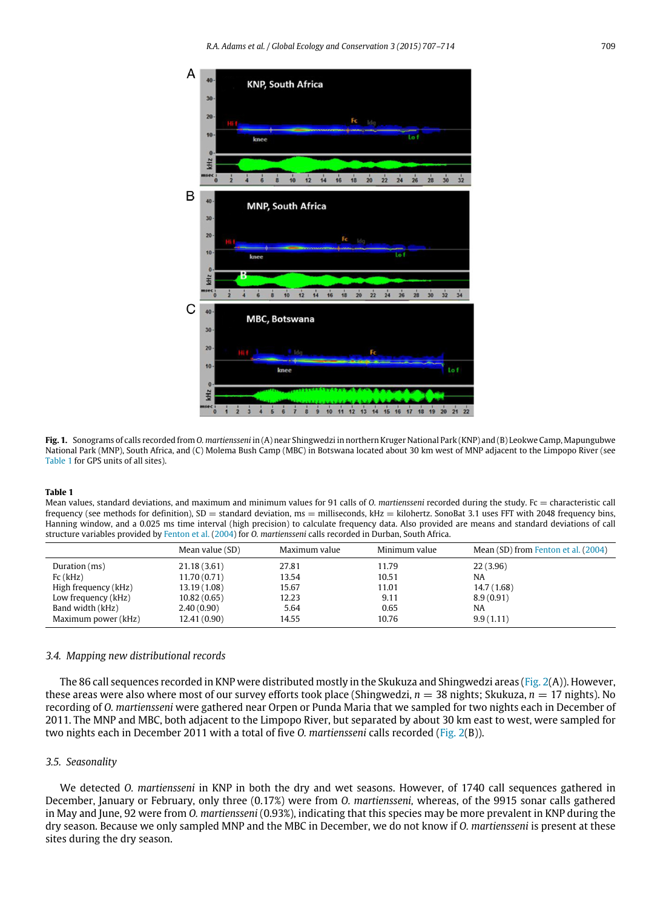**Fig. 1.** Sonograms of calls recorded from *O. martiensseni* in (A) near Shingwedzi in northern Kruger National Park (KNP) and (B) Leokwe Camp, Mapungubwe National Park (MNP), South Africa, and (C) Molema Bush Camp (MBC) in Botswana located about 30 km west of MNP adjacent to the Limpopo River (see Table 1 for GPS units of all sites).

**Table 1**
Mean values, standard deviations, and maximum and minimum values for 91 calls of *O. martiensseni* recorded during the study. Fc = characteristic call frequency (see methods for definition), SD = standard deviation, ms = milliseconds, kHz = kilohertz. SonoBat 3.1 uses FFT with 2048 frequency bins, Hanning window, and a 0.025 ms time interval (high precision) to calculate frequency data. Also provided are means and standard deviations of call structure variables provided by Fenton et al. (2004) for *O. martiensseni* calls recorded in Durban, South Africa.

| | Mean value (SD) | Maximum value | Minimum value | Mean (SD) from Fenton et al. (2004) |
|---|---|---|---|---|
| Duration (ms) | 21.18 (3.61) | 27.81 | 11.79 | 22 (3.96) |
| Fc (kHz) | 11.70 (0.71) | 13.54 | 10.51 | NA |
| High frequency (kHz) | 13.19 (1.08) | 15.67 | 11.01 | 14.7 (1.68) |
| Low frequency (kHz) | 10.82 (0.65) | 12.23 | 9.11 | 8.9 (0.91) |
| Band width (kHz) | 2.40 (0.90) | 5.64 | 0.65 | NA |
| Maximum power (kHz) | 12.41 (0.90) | 14.55 | 10.76 | 9.9 (1.11) |

### 3.4. Mapping new distributional records

The 86 call sequences recorded in KNP were distributed mostly in the Skukuza and Shingwedzi areas (Fig. 2(A)). However, these areas were also where most of our survey efforts took place (Shingwedzi, $n = 38$ nights; Skukuza, $n = 17$ nights). No recording of *O. martiensseni* were gathered near Orpen or Punda Maria that we sampled for two nights each in December of 2011. The MNP and MBC, both adjacent to the Limpopo River, but separated by about 30 km east to west, were sampled for two nights each in December 2011 with a total of five *O. martiensseni* calls recorded (Fig. 2(B)).

### 3.5. Seasonality

We detected *O. martiensseni* in KNP in both the dry and wet seasons. However, of 1740 call sequences gathered in December, January or February, only three (0.17%) were from *O. martiensseni*, whereas, of the 9915 sonar calls gathered in May and June, 92 were from *O. martiensseni* (0.93%), indicating that this species may be more prevalent in KNP during the dry season. Because we only sampled MNP and the MBC in December, we do not know if *O. martiensseni* is present at these sites during the dry season.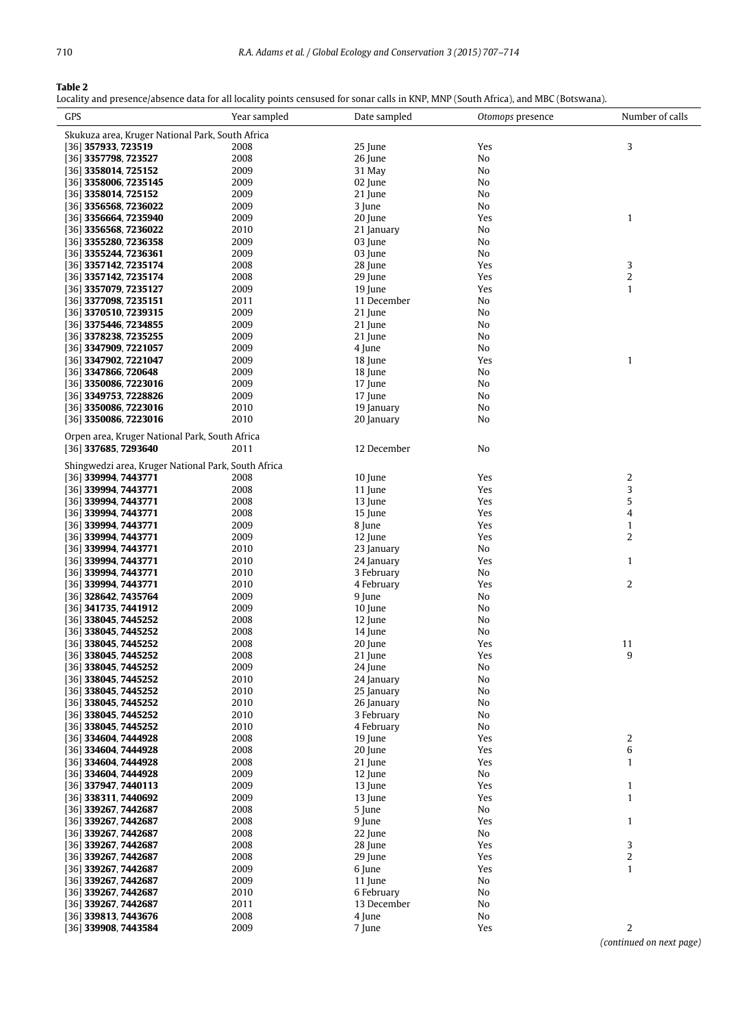**Table 2**
Locality and presence/absence data for all locality points censused for sonar calls in KNP, MNP (South Africa), and MBC (Botswana).

| GPS | Year sampled | Date sampled | *Otomops* presence | Number of calls |
|---|---|---|---|---|
| Skukuza area, Kruger National Park, South Africa | | | | |
| [36] **357933**, **723519** | 2008 | 25 June | Yes | 3 |
| [36] **3357798**, **723527** | 2008 | 26 June | No | |
| [36] **3358014**, **725152** | 2009 | 31 May | No | |
| [36] **3358006**, **7235145** | 2009 | 02 June | No | |
| [36] **3358014**, **725152** | 2009 | 21 June | No | |
| [36] **3356568**, **7236022** | 2009 | 3 June | No | |
| [36] **3356664**, **7235940** | 2009 | 20 June | Yes | 1 |
| [36] **3356568**, **7236022** | 2010 | 21 January | No | |
| [36] **3355280**, **7236358** | 2009 | 03 June | No | |
| [36] **3355244**, **7236361** | 2009 | 03 June | No | |
| [36] **3357142**, **7235174** | 2008 | 28 June | Yes | 3 |
| [36] **3357142**, **7235174** | 2008 | 29 June | Yes | 2 |
| [36] **3357079**, **7235127** | 2009 | 19 June | Yes | 1 |
| [36] **3377098**, **7235151** | 2011 | 11 December | No | |
| [36] **3370510**, **7239315** | 2009 | 21 June | No | |
| [36] **3375446**, **7234855** | 2009 | 21 June | No | |
| [36] **3378238**, **7235255** | 2009 | 21 June | No | |
| [36] **3347909**, **7221057** | 2009 | 4 June | No | |
| [36] **3347902**, **7221047** | 2009 | 18 June | Yes | 1 |
| [36] **3347866**, **720648** | 2009 | 18 June | No | |
| [36] **3350086**, **7223016** | 2009 | 17 June | No | |
| [36] **3349753**, **7228826** | 2009 | 17 June | No | |
| [36] **3350086**, **7223016** | 2010 | 19 January | No | |
| [36] **3350086**, **7223016** | 2010 | 20 January | No | |
| Orpen area, Kruger National Park, South Africa | | | | |
| [36] **337685**, **7293640** | 2011 | 12 December | No | |
| Shingwedzi area, Kruger National Park, South Africa | | | | |
| [36] **339994**, **7443771** | 2008 | 10 June | Yes | 2 |
| [36] **339994**, **7443771** | 2008 | 11 June | Yes | 3 |
| [36] **339994**, **7443771** | 2008 | 13 June | Yes | 5 |
| [36] **339994**, **7443771** | 2008 | 15 June | Yes | 4 |
| [36] **339994**, **7443771** | 2009 | 8 June | Yes | 1 |
| [36] **339994**, **7443771** | 2009 | 12 June | Yes | 2 |
| [36] **339994**, **7443771** | 2010 | 23 January | No | |
| [36] **339994**, **7443771** | 2010 | 24 January | Yes | 1 |
| [36] **339994**, **7443771** | 2010 | 3 February | No | |
| [36] **339994**, **7443771** | 2010 | 4 February | Yes | 2 |
| [36] **328642**, **7435764** | 2009 | 9 June | No | |
| [36] **341735**, **7441912** | 2009 | 10 June | No | |
| [36] **338045**, **7445252** | 2008 | 12 June | No | |
| [36] **338045**, **7445252** | 2008 | 14 June | No | |
| [36] **338045**, **7445252** | 2008 | 20 June | Yes | 11 |
| [36] **338045**, **7445252** | 2008 | 21 June | Yes | 9 |
| [36] **338045**, **7445252** | 2009 | 24 June | No | |
| [36] **338045**, **7445252** | 2010 | 24 January | No | |
| [36] **338045**, **7445252** | 2010 | 25 January | No | |
| [36] **338045**, **7445252** | 2010 | 26 January | No | |
| [36] **338045**, **7445252** | 2010 | 3 February | No | |
| [36] **338045**, **7445252** | 2010 | 4 February | No | |
| [36] **334604**, **7444928** | 2008 | 19 June | Yes | 2 |
| [36] **334604**, **7444928** | 2008 | 20 June | Yes | 6 |
| [36] **334604**, **7444928** | 2008 | 21 June | Yes | 1 |
| [36] **334604**, **7444928** | 2009 | 12 June | No | |
| [36] **337947**, **7440113** | 2009 | 13 June | Yes | 1 |
| [36] **338311**, **7440692** | 2009 | 13 June | Yes | 1 |
| [36] **339267**, **7442687** | 2008 | 5 June | No | |
| [36] **339267**, **7442687** | 2008 | 9 June | Yes | 1 |
| [36] **339267**, **7442687** | 2008 | 22 June | No | |
| [36] **339267**, **7442687** | 2008 | 28 June | Yes | 3 |
| [36] **339267**, **7442687** | 2008 | 29 June | Yes | 2 |
| [36] **339267**, **7442687** | 2009 | 6 June | Yes | 1 |
| [36] **339267**, **7442687** | 2009 | 11 June | No | |
| [36] **339267**, **7442687** | 2010 | 6 February | No | |
| [36] **339267**, **7442687** | 2011 | 13 December | No | |
| [36] **339813**, **7443676** | 2008 | 4 June | No | |
| [36] **339908**, **7443584** | 2009 | 7 June | Yes | 2 |

*(continued on next page)*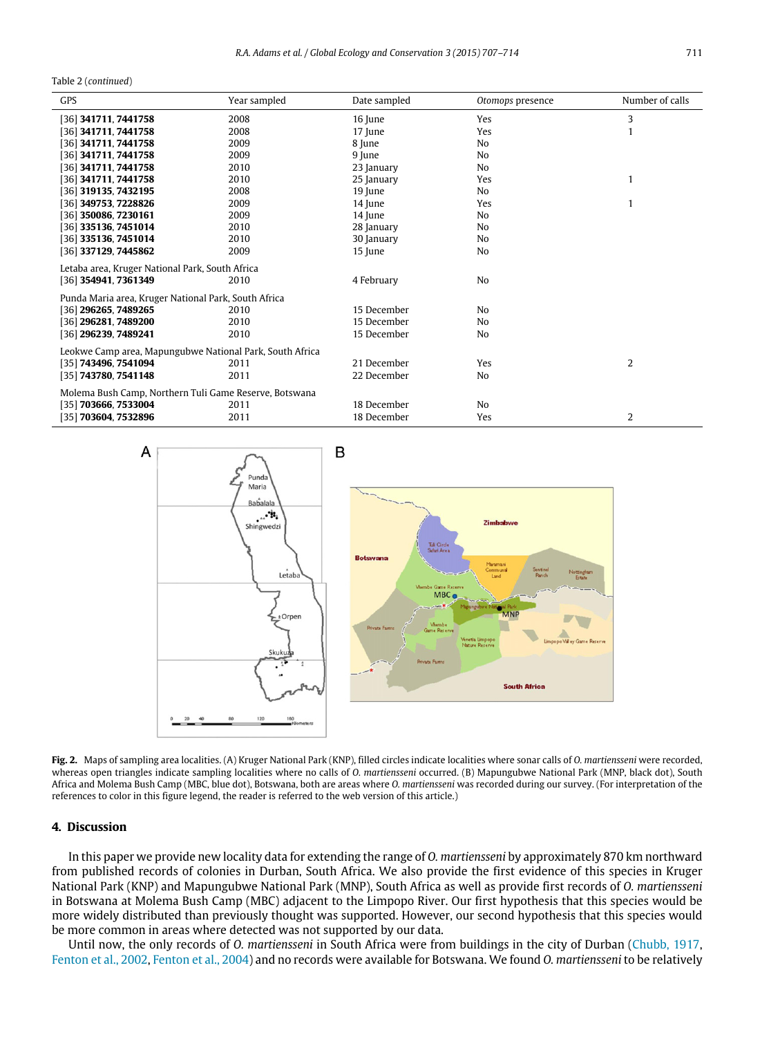Table 2 (*continued*)

| GPS | Year sampled | Date sampled | *Otomops* presence | Number of calls |
|---|---|---|---|---|
| [36] **341711, 7441758** | 2008 | 16 June | Yes | 3 |
| [36] **341711, 7441758** | 2008 | 17 June | Yes | 1 |
| [36] **341711, 7441758** | 2009 | 8 June | No | |
| [36] **341711, 7441758** | 2009 | 9 June | No | |
| [36] **341711, 7441758** | 2010 | 23 January | No | |
| [36] **341711, 7441758** | 2010 | 25 January | Yes | 1 |
| [36] **319135, 7432195** | 2008 | 19 June | No | |
| [36] **349753, 7228826** | 2009 | 14 June | Yes | 1 |
| [36] **350086, 7230161** | 2009 | 14 June | No | |
| [36] **335136, 7451014** | 2010 | 28 January | No | |
| [36] **335136, 7451014** | 2010 | 30 January | No | |
| [36] **337129, 7445862** | 2009 | 15 June | No | |
| Letaba area, Kruger National Park, South Africa | | | | |
| [36] **354941, 7361349** | 2010 | 4 February | No | |
| Punda Maria area, Kruger National Park, South Africa | | | | |
| [36] **296265, 7489265** | 2010 | 15 December | No | |
| [36] **296281, 7489200** | 2010 | 15 December | No | |
| [36] **296239, 7489241** | 2010 | 15 December | No | |
| Leokwe Camp area, Mapungubwe National Park, South Africa | | | | |
| [35] **743496, 7541094** | 2011 | 21 December | Yes | 2 |
| [35] **743780, 7541148** | 2011 | 22 December | No | |
| Molema Bush Camp, Northern Tuli Game Reserve, Botswana | | | | |
| [35] **703666, 7533004** | 2011 | 18 December | No | |
| [35] **703604, 7532896** | 2011 | 18 December | Yes | 2 |

**Fig. 2.** Maps of sampling area localities. (A) Kruger National Park (KNP), filled circles indicate localities where sonar calls of *O. martiensseni* were recorded, whereas open triangles indicate sampling localities where no calls of *O. martiensseni* occurred. (B) Mapungubwe National Park (MNP, black dot), South Africa and Molema Bush Camp (MBC, blue dot), Botswana, both are areas where *O. martiensseni* was recorded during our survey. (For interpretation of the references to color in this figure legend, the reader is referred to the web version of this article.)

## 4. Discussion

In this paper we provide new locality data for extending the range of *O. martiensseni* by approximately 870 km northward from published records of colonies in Durban, South Africa. We also provide the first evidence of this species in Kruger National Park (KNP) and Mapungubwe National Park (MNP), South Africa as well as provide first records of *O. martiensseni* in Botswana at Molema Bush Camp (MBC) adjacent to the Limpopo River. Our first hypothesis that this species would be more widely distributed than previously thought was supported. However, our second hypothesis that this species would be more common in areas where detected was not supported by our data.

Until now, the only records of *O. martiensseni* in South Africa were from buildings in the city of Durban (Chubb, 1917, Fenton et al., 2002, Fenton et al., 2004) and no records were available for Botswana. We found *O. martiensseni* to be relatively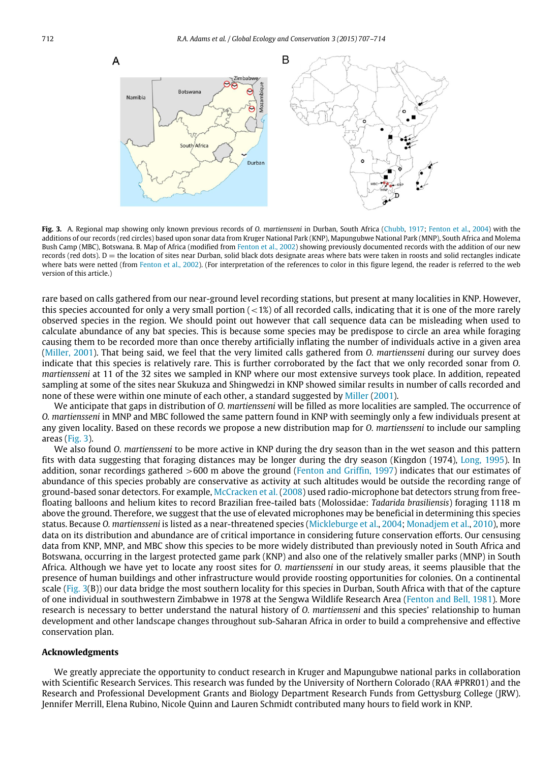**Fig. 3.** A. Regional map showing only known previous records of *O. martiensseni* in Durban, South Africa (Chubb, 1917; Fenton et al., 2004) with the additions of our records (red circles) based upon sonar data from Kruger National Park (KNP), Mapungubwe National Park (MNP), South Africa and Molema Bush Camp (MBC), Botswana. B. Map of Africa (modified from Fenton et al., 2002) showing previously documented records with the addition of our new records (red dots). D = the location of sites near Durban, solid black dots designate areas where bats were taken in roosts and solid rectangles indicate where bats were netted (from Fenton et al., 2002). (For interpretation of the references to color in this figure legend, the reader is referred to the web version of this article.)

rare based on calls gathered from our near-ground level recording stations, but present at many localities in KNP. However, this species accounted for only a very small portion (<1%) of all recorded calls, indicating that it is one of the more rarely observed species in the region. We should point out however that call sequence data can be misleading when used to calculate abundance of any bat species. This is because some species may be predispose to circle an area while foraging causing them to be recorded more than once thereby artificially inflating the number of individuals active in a given area (Miller, 2001). That being said, we feel that the very limited calls gathered from *O. martiensseni* during our survey does indicate that this species is relatively rare. This is further corroborated by the fact that we only recorded sonar from *O. martiensseni* at 11 of the 32 sites we sampled in KNP where our most extensive surveys took place. In addition, repeated sampling at some of the sites near Skukuza and Shingwedzi in KNP showed similar results in number of calls recorded and none of these were within one minute of each other, a standard suggested by Miller (2001).

We anticipate that gaps in distribution of *O. martiensseni* will be filled as more localities are sampled. The occurrence of *O. martiensseni* in MNP and MBC followed the same pattern found in KNP with seemingly only a few individuals present at any given locality. Based on these records we propose a new distribution map for *O. martiensseni* to include our sampling areas (Fig. 3).

We also found *O. martiensseni* to be more active in KNP during the dry season than in the wet season and this pattern fits with data suggesting that foraging distances may be longer during the dry season (Kingdon (1974), Long, 1995). In addition, sonar recordings gathered >600 m above the ground (Fenton and Griffin, 1997) indicates that our estimates of abundance of this species probably are conservative as activity at such altitudes would be outside the recording range of ground-based sonar detectors. For example, McCracken et al. (2008) used radio-microphone bat detectors strung from free-floating balloons and helium kites to record Brazilian free-tailed bats (Molossidae: *Tadarida brasiliensis*) foraging 1118 m above the ground. Therefore, we suggest that the use of elevated microphones may be beneficial in determining this species status. Because *O. martiensseni* is listed as a near-threatened species (Mickleburge et al., 2004; Monadjem et al., 2010), more data on its distribution and abundance are of critical importance in considering future conservation efforts. Our censusing data from KNP, MNP, and MBC show this species to be more widely distributed than previously noted in South Africa and Botswana, occurring in the largest protected game park (KNP) and also one of the relatively smaller parks (MNP) in South Africa. Although we have yet to locate any roost sites for *O. martiensseni* in our study areas, it seems plausible that the presence of human buildings and other infrastructure would provide roosting opportunities for colonies. On a continental scale (Fig. 3(B)) our data bridge the most southern locality for this species in Durban, South Africa with that of the capture of one individual in southwestern Zimbabwe in 1978 at the Sengwa Wildlife Research Area (Fenton and Bell, 1981). More research is necessary to better understand the natural history of *O. martiensseni* and this species' relationship to human development and other landscape changes throughout sub-Saharan Africa in order to build a comprehensive and effective conservation plan.

## Acknowledgments

We greatly appreciate the opportunity to conduct research in Kruger and Mapungubwe national parks in collaboration with Scientific Research Services. This research was funded by the University of Northern Colorado (RAA #PRR01) and the Research and Professional Development Grants and Biology Department Research Funds from Gettysburg College (JRW). Jennifer Merrill, Elena Rubino, Nicole Quinn and Lauren Schmidt contributed many hours to field work in KNP.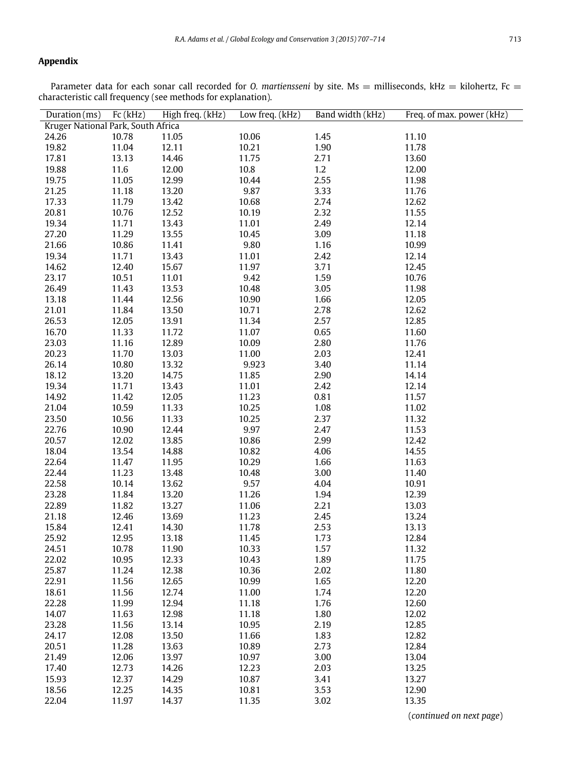## Appendix

Parameter data for each sonar call recorded for *O. martiensseni* by site. Ms = milliseconds, kHz = kilohertz, Fc = characteristic call frequency (see methods for explanation).

| Duration (ms) | Fc (kHz) | High freq. (kHz) | Low freq. (kHz) | Band width (kHz) | Freq. of max. power (kHz) |
|---|---|---|---|---|---|
| Kruger National Park, South Africa | | | | | |
| 24.26 | 10.78 | 11.05 | 10.06 | 1.45 | 11.10 |
| 19.82 | 11.04 | 12.11 | 10.21 | 1.90 | 11.78 |
| 17.81 | 13.13 | 14.46 | 11.75 | 2.71 | 13.60 |
| 19.88 | 11.6 | 12.00 | 10.8 | 1.2 | 12.00 |
| 19.75 | 11.05 | 12.99 | 10.44 | 2.55 | 11.98 |
| 21.25 | 11.18 | 13.20 | 9.87 | 3.33 | 11.76 |
| 17.33 | 11.79 | 13.42 | 10.68 | 2.74 | 12.62 |
| 20.81 | 10.76 | 12.52 | 10.19 | 2.32 | 11.55 |
| 19.34 | 11.71 | 13.43 | 11.01 | 2.49 | 12.14 |
| 27.20 | 11.29 | 13.55 | 10.45 | 3.09 | 11.18 |
| 21.66 | 10.86 | 11.41 | 9.80 | 1.16 | 10.99 |
| 19.34 | 11.71 | 13.43 | 11.01 | 2.42 | 12.14 |
| 14.62 | 12.40 | 15.67 | 11.97 | 3.71 | 12.45 |
| 23.17 | 10.51 | 11.01 | 9.42 | 1.59 | 10.76 |
| 26.49 | 11.43 | 13.53 | 10.48 | 3.05 | 11.98 |
| 13.18 | 11.44 | 12.56 | 10.90 | 1.66 | 12.05 |
| 21.01 | 11.84 | 13.50 | 10.71 | 2.78 | 12.62 |
| 26.53 | 12.05 | 13.91 | 11.34 | 2.57 | 12.85 |
| 16.70 | 11.33 | 11.72 | 11.07 | 0.65 | 11.60 |
| 23.03 | 11.16 | 12.89 | 10.09 | 2.80 | 11.76 |
| 20.23 | 11.70 | 13.03 | 11.00 | 2.03 | 12.41 |
| 26.14 | 10.80 | 13.32 | 9.923 | 3.40 | 11.14 |
| 18.12 | 13.20 | 14.75 | 11.85 | 2.90 | 14.14 |
| 19.34 | 11.71 | 13.43 | 11.01 | 2.42 | 12.14 |
| 14.92 | 11.42 | 12.05 | 11.23 | 0.81 | 11.57 |
| 21.04 | 10.59 | 11.33 | 10.25 | 1.08 | 11.02 |
| 23.50 | 10.56 | 11.33 | 10.25 | 2.37 | 11.32 |
| 22.76 | 10.90 | 12.44 | 9.97 | 2.47 | 11.53 |
| 20.57 | 12.02 | 13.85 | 10.86 | 2.99 | 12.42 |
| 18.04 | 13.54 | 14.88 | 10.82 | 4.06 | 14.55 |
| 22.64 | 11.47 | 11.95 | 10.29 | 1.66 | 11.63 |
| 22.44 | 11.23 | 13.48 | 10.48 | 3.00 | 11.40 |
| 22.58 | 10.14 | 13.62 | 9.57 | 4.04 | 10.91 |
| 23.28 | 11.84 | 13.20 | 11.26 | 1.94 | 12.39 |
| 22.89 | 11.82 | 13.27 | 11.06 | 2.21 | 13.03 |
| 21.18 | 12.46 | 13.69 | 11.23 | 2.45 | 13.24 |
| 15.84 | 12.41 | 14.30 | 11.78 | 2.53 | 13.13 |
| 25.92 | 12.95 | 13.18 | 11.45 | 1.73 | 12.84 |
| 24.51 | 10.78 | 11.90 | 10.33 | 1.57 | 11.32 |
| 22.02 | 10.95 | 12.33 | 10.43 | 1.89 | 11.75 |
| 25.87 | 11.24 | 12.38 | 10.36 | 2.02 | 11.80 |
| 22.91 | 11.56 | 12.65 | 10.99 | 1.65 | 12.20 |
| 18.61 | 11.56 | 12.74 | 11.00 | 1.74 | 12.20 |
| 22.28 | 11.99 | 12.94 | 11.18 | 1.76 | 12.60 |
| 14.07 | 11.63 | 12.98 | 11.18 | 1.80 | 12.02 |
| 23.28 | 11.56 | 13.14 | 10.95 | 2.19 | 12.85 |
| 24.17 | 12.08 | 13.50 | 11.66 | 1.83 | 12.82 |
| 20.51 | 11.28 | 13.63 | 10.89 | 2.73 | 12.84 |
| 21.49 | 12.06 | 13.97 | 10.97 | 3.00 | 13.04 |
| 17.40 | 12.73 | 14.26 | 12.23 | 2.03 | 13.25 |
| 15.93 | 12.37 | 14.29 | 10.87 | 3.41 | 13.27 |
| 18.56 | 12.25 | 14.35 | 10.81 | 3.53 | 12.90 |
| 22.04 | 11.97 | 14.37 | 11.35 | 3.02 | 13.35 |

(*continued on next page*)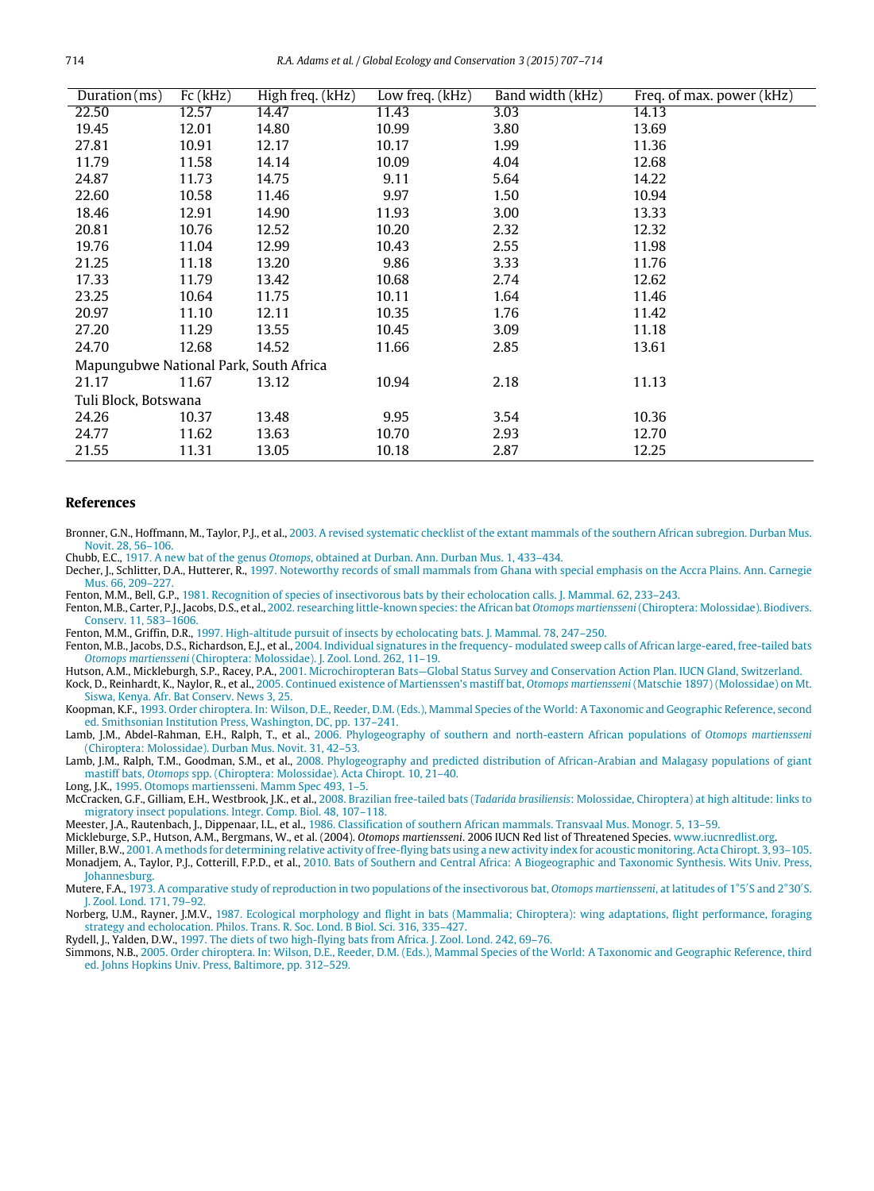| Duration (ms) | Fc (kHz) | High freq. (kHz) | Low freq. (kHz) | Band width (kHz) | Freq. of max. power (kHz) |
|---|---|---|---|---|---|
| 22.50 | 12.57 | 14.47 | 11.43 | 3.03 | 14.13 |
| 19.45 | 12.01 | 14.80 | 10.99 | 3.80 | 13.69 |
| 27.81 | 10.91 | 12.17 | 10.17 | 1.99 | 11.36 |
| 11.79 | 11.58 | 14.14 | 10.09 | 4.04 | 12.68 |
| 24.87 | 11.73 | 14.75 | 9.11 | 5.64 | 14.22 |
| 22.60 | 10.58 | 11.46 | 9.97 | 1.50 | 10.94 |
| 18.46 | 12.91 | 14.90 | 11.93 | 3.00 | 13.33 |
| 20.81 | 10.76 | 12.52 | 10.20 | 2.32 | 12.32 |
| 19.76 | 11.04 | 12.99 | 10.43 | 2.55 | 11.98 |
| 21.25 | 11.18 | 13.20 | 9.86 | 3.33 | 11.76 |
| 17.33 | 11.79 | 13.42 | 10.68 | 2.74 | 12.62 |
| 23.25 | 10.64 | 11.75 | 10.11 | 1.64 | 11.46 |
| 20.97 | 11.10 | 12.11 | 10.35 | 1.76 | 11.42 |
| 27.20 | 11.29 | 13.55 | 10.45 | 3.09 | 11.18 |
| 24.70 | 12.68 | 14.52 | 11.66 | 2.85 | 13.61 |
| Mapungubwe National Park, South Africa | | | | | |
| 21.17 | 11.67 | 13.12 | 10.94 | 2.18 | 11.13 |
| Tuli Block, Botswana | | | | | |
| 24.26 | 10.37 | 13.48 | 9.95 | 3.54 | 10.36 |
| 24.77 | 11.62 | 13.63 | 10.70 | 2.93 | 12.70 |
| 21.55 | 11.31 | 13.05 | 10.18 | 2.87 | 12.25 |

## References

Bronner, G.N., Hoffmann, M., Taylor, P.J., et al., 2003. A revised systematic checklist of the extant mammals of the southern African subregion. Durban Mus. Novit. 28, 56–106.

Chubb, E.C., 1917. A new bat of the genus *Otomops*, obtained at Durban. Ann. Durban Mus. 1, 433–434.

Decher, J., Schlitter, D.A., Hutterer, R., 1997. Noteworthy records of small mammals from Ghana with special emphasis on the Accra Plains. Ann. Carnegie Mus. 66, 209–227.

Fenton, M.M., Bell, G.P., 1981. Recognition of species of insectivorous bats by their echolocation calls. J. Mammal. 62, 233–243.

Fenton, M.B., Carter, P.J., Jacobs, D.S., et al., 2002. researching little-known species: the African bat *Otomops martiensseni* (Chiroptera: Molossidae). Biodivers. Conserv. 11, 583–1606.

Fenton, M.M., Griffin, D.R., 1997. High-altitude pursuit of insects by echolocating bats. J. Mammal. 78, 247–250.

Fenton, M.B., Jacobs, D.S., Richardson, E.J., et al., 2004. Individual signatures in the frequency- modulated sweep calls of African large-eared, free-tailed bats *Otomops martiensseni* (Chiroptera: Molossidae). J. Zool. Lond. 262, 11–19.

Hutson, A.M., Mickleburgh, S.P., Racey, P.A., 2001. Microchiropteran Bats—Global Status Survey and Conservation Action Plan. IUCN Gland, Switzerland.

Kock, D., Reinhardt, K., Naylor, R., et al., 2005. Continued existence of Martienssen's mastiff bat, *Otomops martiensseni* (Matschie 1897) (Molossidae) on Mt. Siswa, Kenya. Afr. Bat Conserv. News 3, 25.

Koopman, K.F., 1993. Order chiroptera. In: Wilson, D.E., Reeder, D.M. (Eds.), Mammal Species of the World: A Taxonomic and Geographic Reference, second ed. Smithsonian Institution Press, Washington, DC, pp. 137–241.

Lamb, J.M., Abdel-Rahman, E.H., Ralph, T., et al., 2006. Phylogeography of southern and north-eastern African populations of *Otomops martiensseni* (Chiroptera: Molossidae). Durban Mus. Novit. 31, 42–53.

Lamb, J.M., Ralph, T.M., Goodman, S.M., et al., 2008. Phylogeography and predicted distribution of African-Arabian and Malagasy populations of giant mastiff bats, *Otomops* spp. (Chiroptera: Molossidae). Acta Chiropt. 10, 21–40.

Long, J.K., 1995. Otomops martiensseni. Mamm Spec 493, 1–5.

McCracken, G.F., Gilliam, E.H., Westbrook, J.K., et al., 2008. Brazilian free-tailed bats (*Tadarida brasiliensis*: Molossidae, Chiroptera) at high altitude: links to migratory insect populations. Integr. Comp. Biol. 48, 107–118.

Meester, J.A., Rautenbach, J., Dippenaar, I.L., et al., 1986. Classification of southern African mammals. Transvaal Mus. Monogr. 5, 13–59.

Mickleburge, S.P., Hutson, A.M., Bergmans, W., et al. (2004). *Otomops martiensseni*. 2006 IUCN Red list of Threatened Species. www.iucnredlist.org.

Miller, B.W., 2001. A methods for determining relative activity of free-flying bats using a new activity index for acoustic monitoring. Acta Chiropt. 3, 93–105.

Monadjem, A., Taylor, P.J., Cotterill, F.P.D., et al., 2010. Bats of Southern and Central Africa: A Biogeographic and Taxonomic Synthesis. Wits Univ. Press, Johannesburg.

Mutere, F.A., 1973. A comparative study of reproduction in two populations of the insectivorous bat, *Otomops martiensseni*, at latitudes of 1°5′S and 2°30′S. J. Zool. Lond. 171, 79–92.

Norberg, U.M., Rayner, J.M.V., 1987. Ecological morphology and flight in bats (Mammalia; Chiroptera): wing adaptations, flight performance, foraging strategy and echolocation. Philos. Trans. R. Soc. Lond. B Biol. Sci. 316, 335–427.

Rydell, J., Yalden, D.W., 1997. The diets of two high-flying bats from Africa. J. Zool. Lond. 242, 69–76.

Simmons, N.B., 2005. Order chiroptera. In: Wilson, D.E., Reeder, D.M. (Eds.), Mammal Species of the World: A Taxonomic and Geographic Reference, third ed. Johns Hopkins Univ. Press, Baltimore, pp. 312–529.